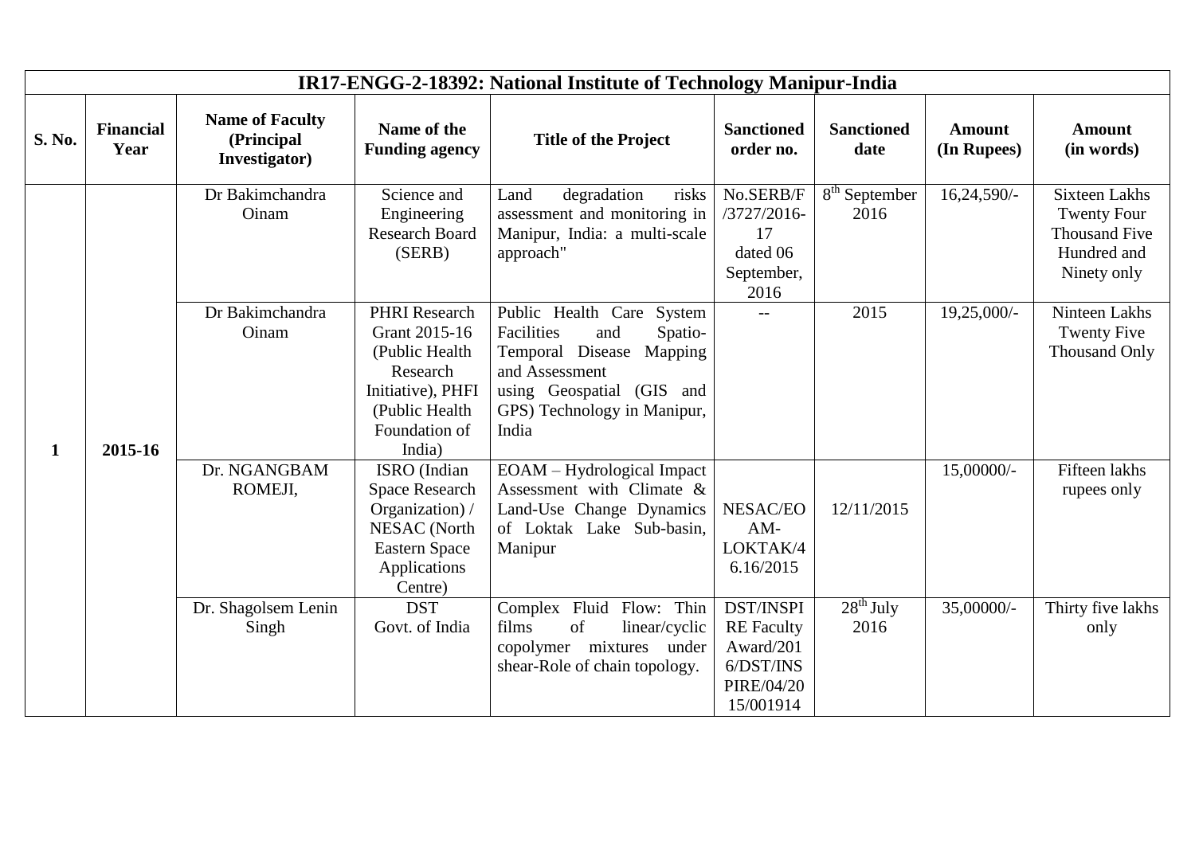| IR17-ENGG-2-18392: National Institute of Technology Manipur-India | | | | | | | | |
|---|---|---|---|---|---|---|---|---|
| **S. No.** | **Financial Year** | **Name of Faculty (Principal Investigator)** | **Name of the Funding agency** | **Title of the Project** | **Sanctioned order no.** | **Sanctioned date** | **Amount (In Rupees)** | **Amount (in words)** |
| **1** | **2015-16** | Dr Bakimchandra Oinam | Science and Engineering Research Board (SERB) | Land degradation risks assessment and monitoring in Manipur, India: a multi-scale approach" | No.SERB/F/3727/2016-17 dated 06 September, 2016 | 8th September 2016 | 16,24,590/- | Sixteen Lakhs Twenty Four Thousand Five Hundred and Ninety only |
| | | Dr Bakimchandra Oinam | PHRI Research Grant 2015-16 (Public Health Research Initiative), PHFI (Public Health Foundation of India) | Public Health Care System Facilities and Spatio-Temporal Disease Mapping and Assessment using Geospatial (GIS and GPS) Technology in Manipur, India | -- | 2015 | 19,25,000/- | Ninteen Lakhs Twenty Five Thousand Only |
| | | Dr. NGANGBAM ROMEJI, | ISRO (Indian Space Research Organization) / NESAC (North Eastern Space Applications Centre) | EOAM – Hydrological Impact Assessment with Climate & Land-Use Change Dynamics of Loktak Lake Sub-basin, Manipur | NESAC/EOAM-LOKTAK/46.16/2015 | 12/11/2015 | 15,00000/- | Fifteen lakhs rupees only |
| | | Dr. Shagolsem Lenin Singh | DST Govt. of India | Complex Fluid Flow: Thin films of linear/cyclic copolymer mixtures under shear-Role of chain topology. | DST/INSPIRE Faculty Award/2016/DST/INSPIRE/04/2015/001914 | 28th July 2016 | 35,00000/- | Thirty five lakhs only |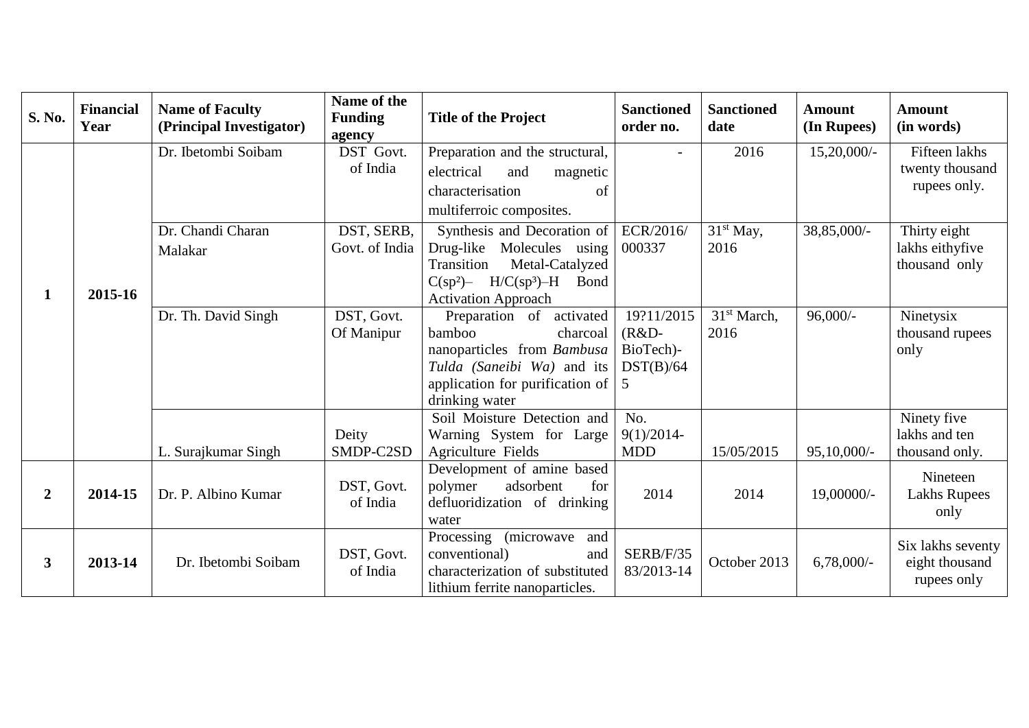| S. No. | Financial Year | Name of Faculty (Principal Investigator) | Name of the Funding agency | Title of the Project | Sanctioned order no. | Sanctioned date | Amount (In Rupees) | Amount (in words) |
|---|---|---|---|---|---|---|---|---|
| 1 | 2015-16 | Dr. Ibetombi Soibam | DST Govt. of India | Preparation and the structural, electrical and magnetic characterisation of multiferroic composites. | - | 2016 | 15,20,000/- | Fifteen lakhs twenty thousand rupees only. |
| | | Dr. Chandi Charan Malakar | DST, SERB, Govt. of India | Synthesis and Decoration of Drug-like Molecules using Transition Metal-Catalyzed $C(sp^2)$– $H/C(sp^3)$–H Bond Activation Approach | ECR/2016/ 000337 | 31st May, 2016 | 38,85,000/- | Thirty eight lakhs eithyfive thousand only |
| | | Dr. Th. David Singh | DST, Govt. Of Manipur | Preparation of activated bamboo charcoal nanoparticles from *Bambusa Tulda (Saneibi Wa)* and its application for purification of drinking water | 19?11/2015 (R&D-BioTech)-DST(B)/64 5 | 31st March, 2016 | 96,000/- | Ninetysix thousand rupees only |
| | | L. Surajkumar Singh | Deity SMDP-C2SD | Soil Moisture Detection and Warning System for Large Agriculture Fields | No. 9(1)/2014-MDD | 15/05/2015 | 95,10,000/- | Ninety five lakhs and ten thousand only. |
| 2 | 2014-15 | Dr. P. Albino Kumar | DST, Govt. of India | Development of amine based polymer adsorbent for defluoridization of drinking water | 2014 | 2014 | 19,00000/- | Nineteen Lakhs Rupees only |
| 3 | 2013-14 | Dr. Ibetombi Soibam | DST, Govt. of India | Processing (microwave and conventional) and characterization of substituted lithium ferrite nanoparticles. | SERB/F/35 83/2013-14 | October 2013 | 6,78,000/- | Six lakhs seventy eight thousand rupees only |